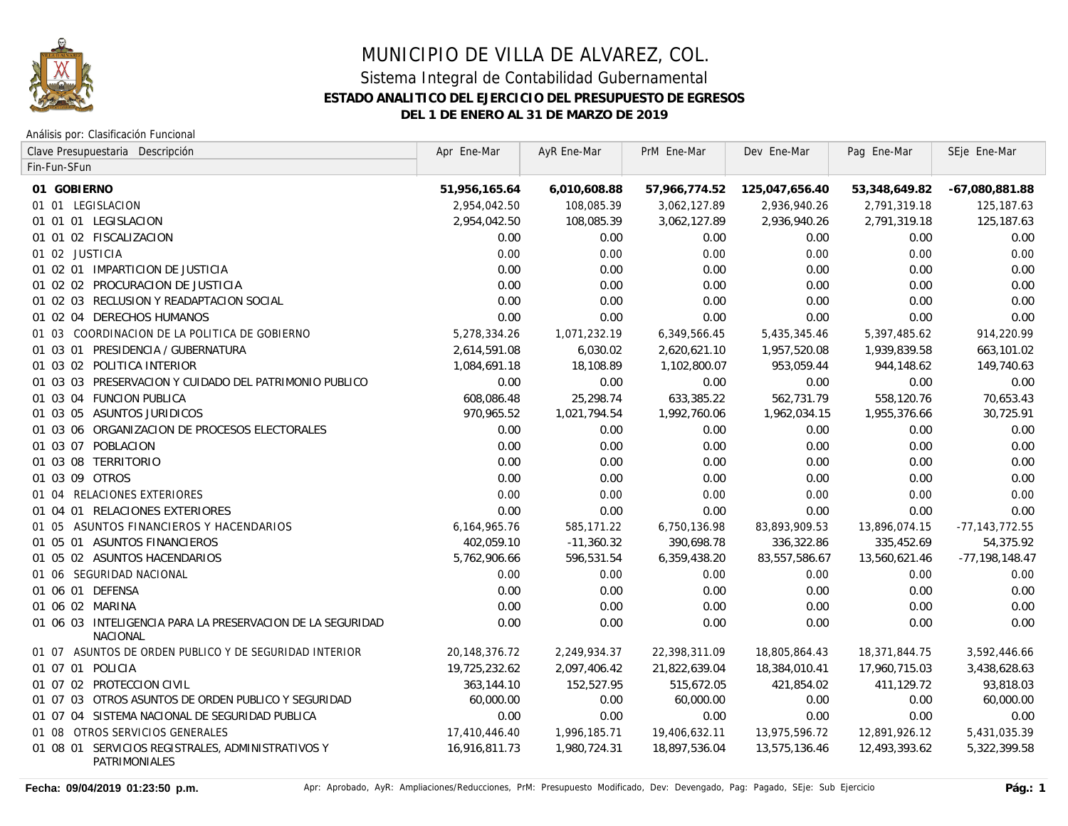# MUNICIPIO DE VILLA DE ALVAREZ, COL.

## Sistema Integral de Contabilidad Gubernamental

### ESTADO ANALITICO DEL EJERCICIO DEL PRESUPUESTO DE EGRESOS

### DEL 1 DE ENERO AL 31 DE MARZO DE 2019

Análisis por: Clasificación Funcional

| Clave Presupuestaria Descripción<br>Fin-Fun-SFun | Apr Ene-Mar | AyR Ene-Mar | PrM Ene-Mar | Dev Ene-Mar | Pag Ene-Mar | SEje Ene-Mar |
|---|---|---|---|---|---|---|
| **01 GOBIERNO** | **51,956,165.64** | **6,010,608.88** | **57,966,774.52** | **125,047,656.40** | **53,348,649.82** | **-67,080,881.88** |
| 01 01 LEGISLACION | 2,954,042.50 | 108,085.39 | 3,062,127.89 | 2,936,940.26 | 2,791,319.18 | 125,187.63 |
| 01 01 01 LEGISLACION | 2,954,042.50 | 108,085.39 | 3,062,127.89 | 2,936,940.26 | 2,791,319.18 | 125,187.63 |
| 01 01 02 FISCALIZACION | 0.00 | 0.00 | 0.00 | 0.00 | 0.00 | 0.00 |
| 01 02 JUSTICIA | 0.00 | 0.00 | 0.00 | 0.00 | 0.00 | 0.00 |
| 01 02 01 IMPARTICION DE JUSTICIA | 0.00 | 0.00 | 0.00 | 0.00 | 0.00 | 0.00 |
| 01 02 02 PROCURACION DE JUSTICIA | 0.00 | 0.00 | 0.00 | 0.00 | 0.00 | 0.00 |
| 01 02 03 RECLUSION Y READAPTACION SOCIAL | 0.00 | 0.00 | 0.00 | 0.00 | 0.00 | 0.00 |
| 01 02 04 DERECHOS HUMANOS | 0.00 | 0.00 | 0.00 | 0.00 | 0.00 | 0.00 |
| 01 03 COORDINACION DE LA POLITICA DE GOBIERNO | 5,278,334.26 | 1,071,232.19 | 6,349,566.45 | 5,435,345.46 | 5,397,485.62 | 914,220.99 |
| 01 03 01 PRESIDENCIA / GUBERNATURA | 2,614,591.08 | 6,030.02 | 2,620,621.10 | 1,957,520.08 | 1,939,839.58 | 663,101.02 |
| 01 03 02 POLITICA INTERIOR | 1,084,691.18 | 18,108.89 | 1,102,800.07 | 953,059.44 | 944,148.62 | 149,740.63 |
| 01 03 03 PRESERVACION Y CUIDADO DEL PATRIMONIO PUBLICO | 0.00 | 0.00 | 0.00 | 0.00 | 0.00 | 0.00 |
| 01 03 04 FUNCION PUBLICA | 608,086.48 | 25,298.74 | 633,385.22 | 562,731.79 | 558,120.76 | 70,653.43 |
| 01 03 05 ASUNTOS JURIDICOS | 970,965.52 | 1,021,794.54 | 1,992,760.06 | 1,962,034.15 | 1,955,376.66 | 30,725.91 |
| 01 03 06 ORGANIZACION DE PROCESOS ELECTORALES | 0.00 | 0.00 | 0.00 | 0.00 | 0.00 | 0.00 |
| 01 03 07 POBLACION | 0.00 | 0.00 | 0.00 | 0.00 | 0.00 | 0.00 |
| 01 03 08 TERRITORIO | 0.00 | 0.00 | 0.00 | 0.00 | 0.00 | 0.00 |
| 01 03 09 OTROS | 0.00 | 0.00 | 0.00 | 0.00 | 0.00 | 0.00 |
| 01 04 RELACIONES EXTERIORES | 0.00 | 0.00 | 0.00 | 0.00 | 0.00 | 0.00 |
| 01 04 01 RELACIONES EXTERIORES | 0.00 | 0.00 | 0.00 | 0.00 | 0.00 | 0.00 |
| 01 05 ASUNTOS FINANCIEROS Y HACENDARIOS | 6,164,965.76 | 585,171.22 | 6,750,136.98 | 83,893,909.53 | 13,896,074.15 | -77,143,772.55 |
| 01 05 01 ASUNTOS FINANCIEROS | 402,059.10 | -11,360.32 | 390,698.78 | 336,322.86 | 335,452.69 | 54,375.92 |
| 01 05 02 ASUNTOS HACENDARIOS | 5,762,906.66 | 596,531.54 | 6,359,438.20 | 83,557,586.67 | 13,560,621.46 | -77,198,148.47 |
| 01 06 SEGURIDAD NACIONAL | 0.00 | 0.00 | 0.00 | 0.00 | 0.00 | 0.00 |
| 01 06 01 DEFENSA | 0.00 | 0.00 | 0.00 | 0.00 | 0.00 | 0.00 |
| 01 06 02 MARINA | 0.00 | 0.00 | 0.00 | 0.00 | 0.00 | 0.00 |
| 01 06 03 INTELIGENCIA PARA LA PRESERVACION DE LA SEGURIDAD NACIONAL | 0.00 | 0.00 | 0.00 | 0.00 | 0.00 | 0.00 |
| 01 07 ASUNTOS DE ORDEN PUBLICO Y DE SEGURIDAD INTERIOR | 20,148,376.72 | 2,249,934.37 | 22,398,311.09 | 18,805,864.43 | 18,371,844.75 | 3,592,446.66 |
| 01 07 01 POLICIA | 19,725,232.62 | 2,097,406.42 | 21,822,639.04 | 18,384,010.41 | 17,960,715.03 | 3,438,628.63 |
| 01 07 02 PROTECCION CIVIL | 363,144.10 | 152,527.95 | 515,672.05 | 421,854.02 | 411,129.72 | 93,818.03 |
| 01 07 03 OTROS ASUNTOS DE ORDEN PUBLICO Y SEGURIDAD | 60,000.00 | 0.00 | 60,000.00 | 0.00 | 0.00 | 60,000.00 |
| 01 07 04 SISTEMA NACIONAL DE SEGURIDAD PUBLICA | 0.00 | 0.00 | 0.00 | 0.00 | 0.00 | 0.00 |
| 01 08 OTROS SERVICIOS GENERALES | 17,410,446.40 | 1,996,185.71 | 19,406,632.11 | 13,975,596.72 | 12,891,926.12 | 5,431,035.39 |
| 01 08 01 SERVICIOS REGISTRALES, ADMINISTRATIVOS Y PATRIMONIALES | 16,916,811.73 | 1,980,724.31 | 18,897,536.04 | 13,575,136.46 | 12,493,393.62 | 5,322,399.58 |

**Fecha: 09/04/2019 01:23:50 p.m.**

Apr: Aprobado, AyR: Ampliaciones/Reducciones, PrM: Presupuesto Modificado, Dev: Devengado, Pag: Pagado, SEje: Sub Ejercicio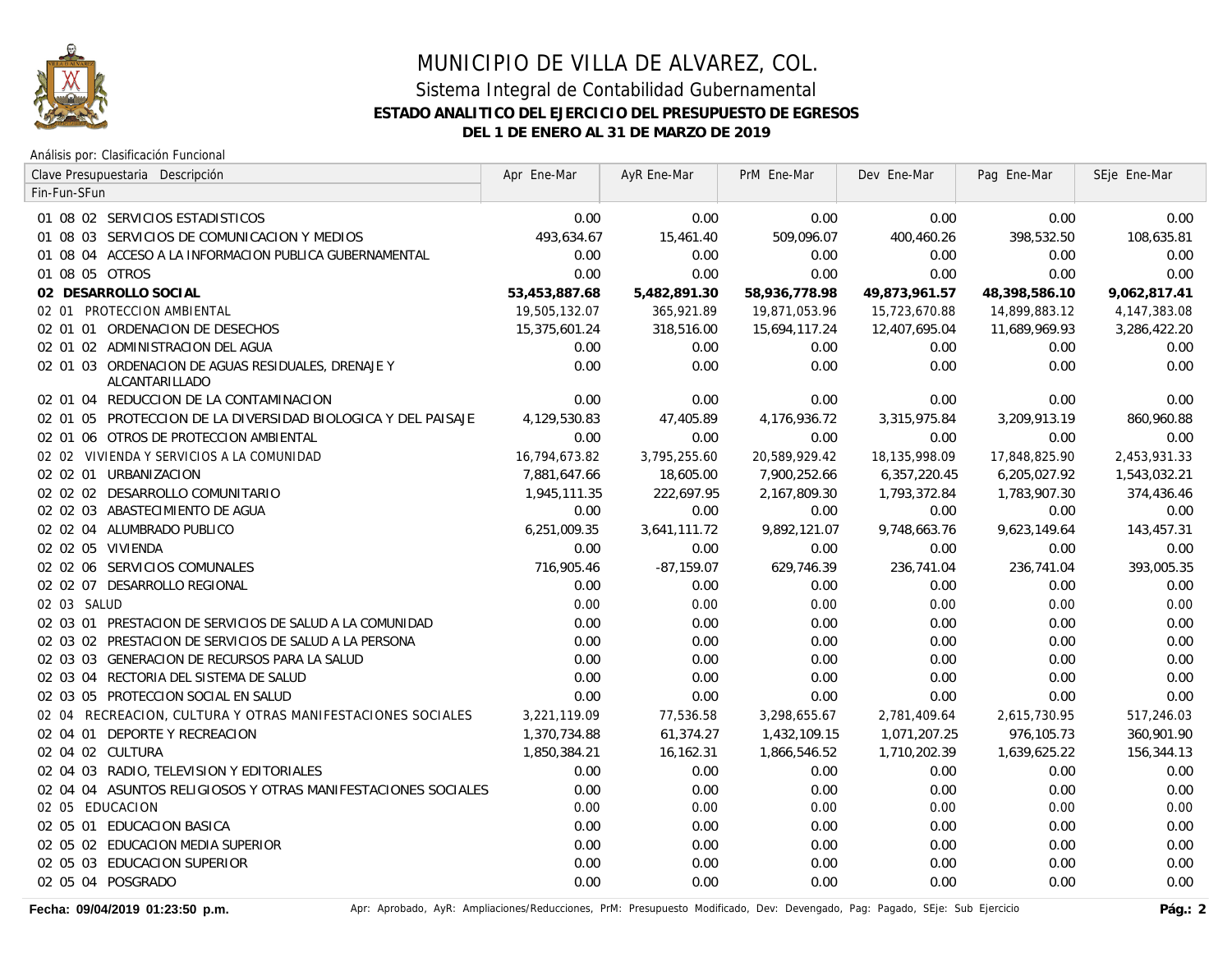# MUNICIPIO DE VILLA DE ALVAREZ, COL.

## Sistema Integral de Contabilidad Gubernamental

### ESTADO ANALITICO DEL EJERCICIO DEL PRESUPUESTO DE EGRESOS

### DEL 1 DE ENERO AL 31 DE MARZO DE 2019

Análisis por: Clasificación Funcional

| Clave Presupuestaria Descripción<br>Fin-Fun-SFun | Apr Ene-Mar | AyR Ene-Mar | PrM Ene-Mar | Dev Ene-Mar | Pag Ene-Mar | SEje Ene-Mar |
|---|---|---|---|---|---|---|
| 01 08 02 SERVICIOS ESTADISTICOS | 0.00 | 0.00 | 0.00 | 0.00 | 0.00 | 0.00 |
| 01 08 03 SERVICIOS DE COMUNICACION Y MEDIOS | 493,634.67 | 15,461.40 | 509,096.07 | 400,460.26 | 398,532.50 | 108,635.81 |
| 01 08 04 ACCESO A LA INFORMACION PUBLICA GUBERNAMENTAL | 0.00 | 0.00 | 0.00 | 0.00 | 0.00 | 0.00 |
| 01 08 05 OTROS | 0.00 | 0.00 | 0.00 | 0.00 | 0.00 | 0.00 |
| **02 DESARROLLO SOCIAL** | **53,453,887.68** | **5,482,891.30** | **58,936,778.98** | **49,873,961.57** | **48,398,586.10** | **9,062,817.41** |
| 02 01 PROTECCION AMBIENTAL | 19,505,132.07 | 365,921.89 | 19,871,053.96 | 15,723,670.88 | 14,899,883.12 | 4,147,383.08 |
| 02 01 01 ORDENACION DE DESECHOS | 15,375,601.24 | 318,516.00 | 15,694,117.24 | 12,407,695.04 | 11,689,969.93 | 3,286,422.20 |
| 02 01 02 ADMINISTRACION DEL AGUA | 0.00 | 0.00 | 0.00 | 0.00 | 0.00 | 0.00 |
| 02 01 03 ORDENACION DE AGUAS RESIDUALES, DRENAJE Y ALCANTARILLADO | 0.00 | 0.00 | 0.00 | 0.00 | 0.00 | 0.00 |
| 02 01 04 REDUCCION DE LA CONTAMINACION | 0.00 | 0.00 | 0.00 | 0.00 | 0.00 | 0.00 |
| 02 01 05 PROTECCION DE LA DIVERSIDAD BIOLOGICA Y DEL PAISAJE | 4,129,530.83 | 47,405.89 | 4,176,936.72 | 3,315,975.84 | 3,209,913.19 | 860,960.88 |
| 02 01 06 OTROS DE PROTECCION AMBIENTAL | 0.00 | 0.00 | 0.00 | 0.00 | 0.00 | 0.00 |
| 02 02 VIVIENDA Y SERVICIOS A LA COMUNIDAD | 16,794,673.82 | 3,795,255.60 | 20,589,929.42 | 18,135,998.09 | 17,848,825.90 | 2,453,931.33 |
| 02 02 01 URBANIZACION | 7,881,647.66 | 18,605.00 | 7,900,252.66 | 6,357,220.45 | 6,205,027.92 | 1,543,032.21 |
| 02 02 02 DESARROLLO COMUNITARIO | 1,945,111.35 | 222,697.95 | 2,167,809.30 | 1,793,372.84 | 1,783,907.30 | 374,436.46 |
| 02 02 03 ABASTECIMIENTO DE AGUA | 0.00 | 0.00 | 0.00 | 0.00 | 0.00 | 0.00 |
| 02 02 04 ALUMBRADO PUBLICO | 6,251,009.35 | 3,641,111.72 | 9,892,121.07 | 9,748,663.76 | 9,623,149.64 | 143,457.31 |
| 02 02 05 VIVIENDA | 0.00 | 0.00 | 0.00 | 0.00 | 0.00 | 0.00 |
| 02 02 06 SERVICIOS COMUNALES | 716,905.46 | -87,159.07 | 629,746.39 | 236,741.04 | 236,741.04 | 393,005.35 |
| 02 02 07 DESARROLLO REGIONAL | 0.00 | 0.00 | 0.00 | 0.00 | 0.00 | 0.00 |
| 02 03 SALUD | 0.00 | 0.00 | 0.00 | 0.00 | 0.00 | 0.00 |
| 02 03 01 PRESTACION DE SERVICIOS DE SALUD A LA COMUNIDAD | 0.00 | 0.00 | 0.00 | 0.00 | 0.00 | 0.00 |
| 02 03 02 PRESTACION DE SERVICIOS DE SALUD A LA PERSONA | 0.00 | 0.00 | 0.00 | 0.00 | 0.00 | 0.00 |
| 02 03 03 GENERACION DE RECURSOS PARA LA SALUD | 0.00 | 0.00 | 0.00 | 0.00 | 0.00 | 0.00 |
| 02 03 04 RECTORIA DEL SISTEMA DE SALUD | 0.00 | 0.00 | 0.00 | 0.00 | 0.00 | 0.00 |
| 02 03 05 PROTECCION SOCIAL EN SALUD | 0.00 | 0.00 | 0.00 | 0.00 | 0.00 | 0.00 |
| 02 04 RECREACION, CULTURA Y OTRAS MANIFESTACIONES SOCIALES | 3,221,119.09 | 77,536.58 | 3,298,655.67 | 2,781,409.64 | 2,615,730.95 | 517,246.03 |
| 02 04 01 DEPORTE Y RECREACION | 1,370,734.88 | 61,374.27 | 1,432,109.15 | 1,071,207.25 | 976,105.73 | 360,901.90 |
| 02 04 02 CULTURA | 1,850,384.21 | 16,162.31 | 1,866,546.52 | 1,710,202.39 | 1,639,625.22 | 156,344.13 |
| 02 04 03 RADIO, TELEVISION Y EDITORIALES | 0.00 | 0.00 | 0.00 | 0.00 | 0.00 | 0.00 |
| 02 04 04 ASUNTOS RELIGIOSOS Y OTRAS MANIFESTACIONES SOCIALES | 0.00 | 0.00 | 0.00 | 0.00 | 0.00 | 0.00 |
| 02 05 EDUCACION | 0.00 | 0.00 | 0.00 | 0.00 | 0.00 | 0.00 |
| 02 05 01 EDUCACION BASICA | 0.00 | 0.00 | 0.00 | 0.00 | 0.00 | 0.00 |
| 02 05 02 EDUCACION MEDIA SUPERIOR | 0.00 | 0.00 | 0.00 | 0.00 | 0.00 | 0.00 |
| 02 05 03 EDUCACION SUPERIOR | 0.00 | 0.00 | 0.00 | 0.00 | 0.00 | 0.00 |
| 02 05 04 POSGRADO | 0.00 | 0.00 | 0.00 | 0.00 | 0.00 | 0.00 |

**Fecha: 09/04/2019 01:23:50 p.m.**

Apr: Aprobado, AyR: Ampliaciones/Reducciones, PrM: Presupuesto Modificado, Dev: Devengado, Pag: Pagado, SEje: Sub Ejercicio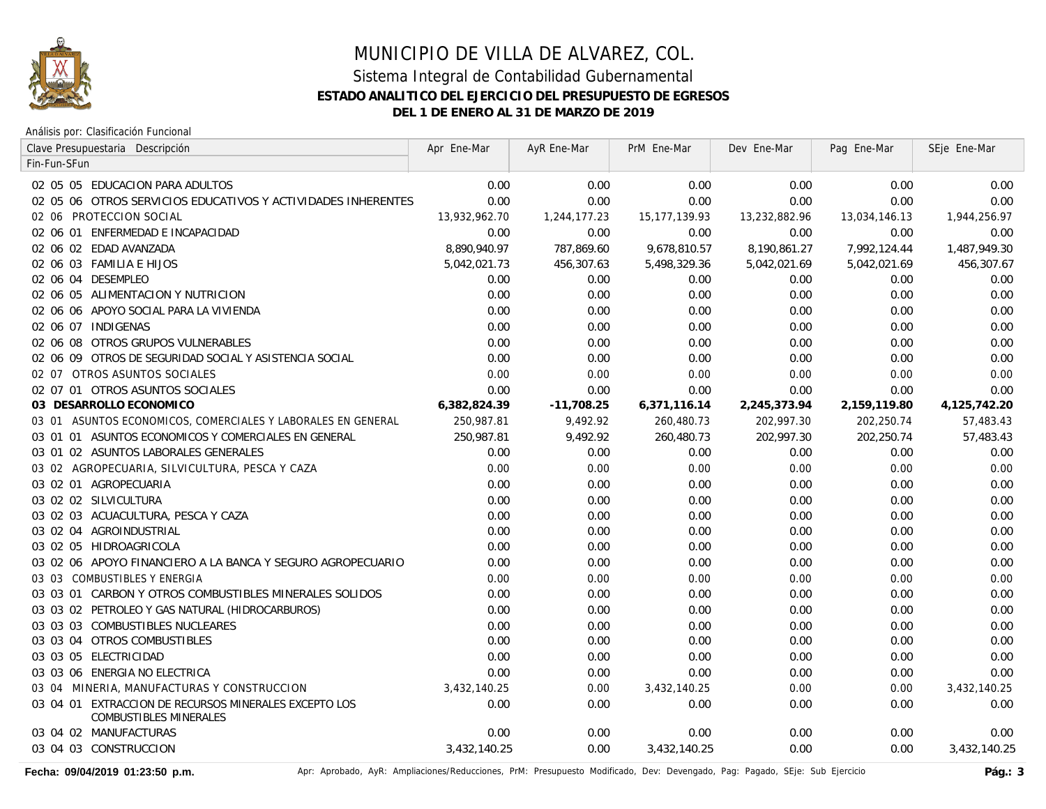# MUNICIPIO DE VILLA DE ALVAREZ, COL.

## Sistema Integral de Contabilidad Gubernamental

**ESTADO ANALITICO DEL EJERCICIO DEL PRESUPUESTO DE EGRESOS**

**DEL 1 DE ENERO AL 31 DE MARZO DE 2019**

Análisis por: Clasificación Funcional

| Clave Presupuestaria Descripción<br>Fin-Fun-SFun | Apr Ene-Mar | AyR Ene-Mar | PrM Ene-Mar | Dev Ene-Mar | Pag Ene-Mar | SEje Ene-Mar |
|---|---|---|---|---|---|---|
| 02 05 05 EDUCACION PARA ADULTOS | 0.00 | 0.00 | 0.00 | 0.00 | 0.00 | 0.00 |
| 02 05 06 OTROS SERVICIOS EDUCATIVOS Y ACTIVIDADES INHERENTES | 0.00 | 0.00 | 0.00 | 0.00 | 0.00 | 0.00 |
| 02 06 PROTECCION SOCIAL | 13,932,962.70 | 1,244,177.23 | 15,177,139.93 | 13,232,882.96 | 13,034,146.13 | 1,944,256.97 |
| 02 06 01 ENFERMEDAD E INCAPACIDAD | 0.00 | 0.00 | 0.00 | 0.00 | 0.00 | 0.00 |
| 02 06 02 EDAD AVANZADA | 8,890,940.97 | 787,869.60 | 9,678,810.57 | 8,190,861.27 | 7,992,124.44 | 1,487,949.30 |
| 02 06 03 FAMILIA E HIJOS | 5,042,021.73 | 456,307.63 | 5,498,329.36 | 5,042,021.69 | 5,042,021.69 | 456,307.67 |
| 02 06 04 DESEMPLEO | 0.00 | 0.00 | 0.00 | 0.00 | 0.00 | 0.00 |
| 02 06 05 ALIMENTACION Y NUTRICION | 0.00 | 0.00 | 0.00 | 0.00 | 0.00 | 0.00 |
| 02 06 06 APOYO SOCIAL PARA LA VIVIENDA | 0.00 | 0.00 | 0.00 | 0.00 | 0.00 | 0.00 |
| 02 06 07 INDIGENAS | 0.00 | 0.00 | 0.00 | 0.00 | 0.00 | 0.00 |
| 02 06 08 OTROS GRUPOS VULNERABLES | 0.00 | 0.00 | 0.00 | 0.00 | 0.00 | 0.00 |
| 02 06 09 OTROS DE SEGURIDAD SOCIAL Y ASISTENCIA SOCIAL | 0.00 | 0.00 | 0.00 | 0.00 | 0.00 | 0.00 |
| 02 07 OTROS ASUNTOS SOCIALES | 0.00 | 0.00 | 0.00 | 0.00 | 0.00 | 0.00 |
| 02 07 01 OTROS ASUNTOS SOCIALES | 0.00 | 0.00 | 0.00 | 0.00 | 0.00 | 0.00 |
| **03 DESARROLLO ECONOMICO** | **6,382,824.39** | **-11,708.25** | **6,371,116.14** | **2,245,373.94** | **2,159,119.80** | **4,125,742.20** |
| 03 01 ASUNTOS ECONOMICOS, COMERCIALES Y LABORALES EN GENERAL | 250,987.81 | 9,492.92 | 260,480.73 | 202,997.30 | 202,250.74 | 57,483.43 |
| 03 01 01 ASUNTOS ECONOMICOS Y COMERCIALES EN GENERAL | 250,987.81 | 9,492.92 | 260,480.73 | 202,997.30 | 202,250.74 | 57,483.43 |
| 03 01 02 ASUNTOS LABORALES GENERALES | 0.00 | 0.00 | 0.00 | 0.00 | 0.00 | 0.00 |
| 03 02 AGROPECUARIA, SILVICULTURA, PESCA Y CAZA | 0.00 | 0.00 | 0.00 | 0.00 | 0.00 | 0.00 |
| 03 02 01 AGROPECUARIA | 0.00 | 0.00 | 0.00 | 0.00 | 0.00 | 0.00 |
| 03 02 02 SILVICULTURA | 0.00 | 0.00 | 0.00 | 0.00 | 0.00 | 0.00 |
| 03 02 03 ACUACULTURA, PESCA Y CAZA | 0.00 | 0.00 | 0.00 | 0.00 | 0.00 | 0.00 |
| 03 02 04 AGROINDUSTRIAL | 0.00 | 0.00 | 0.00 | 0.00 | 0.00 | 0.00 |
| 03 02 05 HIDROAGRICOLA | 0.00 | 0.00 | 0.00 | 0.00 | 0.00 | 0.00 |
| 03 02 06 APOYO FINANCIERO A LA BANCA Y SEGURO AGROPECUARIO | 0.00 | 0.00 | 0.00 | 0.00 | 0.00 | 0.00 |
| 03 03 COMBUSTIBLES Y ENERGIA | 0.00 | 0.00 | 0.00 | 0.00 | 0.00 | 0.00 |
| 03 03 01 CARBON Y OTROS COMBUSTIBLES MINERALES SOLIDOS | 0.00 | 0.00 | 0.00 | 0.00 | 0.00 | 0.00 |
| 03 03 02 PETROLEO Y GAS NATURAL (HIDROCARBUROS) | 0.00 | 0.00 | 0.00 | 0.00 | 0.00 | 0.00 |
| 03 03 03 COMBUSTIBLES NUCLEARES | 0.00 | 0.00 | 0.00 | 0.00 | 0.00 | 0.00 |
| 03 03 04 OTROS COMBUSTIBLES | 0.00 | 0.00 | 0.00 | 0.00 | 0.00 | 0.00 |
| 03 03 05 ELECTRICIDAD | 0.00 | 0.00 | 0.00 | 0.00 | 0.00 | 0.00 |
| 03 03 06 ENERGIA NO ELECTRICA | 0.00 | 0.00 | 0.00 | 0.00 | 0.00 | 0.00 |
| 03 04 MINERIA, MANUFACTURAS Y CONSTRUCCION | 3,432,140.25 | 0.00 | 3,432,140.25 | 0.00 | 0.00 | 3,432,140.25 |
| 03 04 01 EXTRACCION DE RECURSOS MINERALES EXCEPTO LOS COMBUSTIBLES MINERALES | 0.00 | 0.00 | 0.00 | 0.00 | 0.00 | 0.00 |
| 03 04 02 MANUFACTURAS | 0.00 | 0.00 | 0.00 | 0.00 | 0.00 | 0.00 |
| 03 04 03 CONSTRUCCION | 3,432,140.25 | 0.00 | 3,432,140.25 | 0.00 | 0.00 | 3,432,140.25 |

Apr: Aprobado, AyR: Ampliaciones/Reducciones, PrM: Presupuesto Modificado, Dev: Devengado, Pag: Pagado, SEje: Sub Ejercicio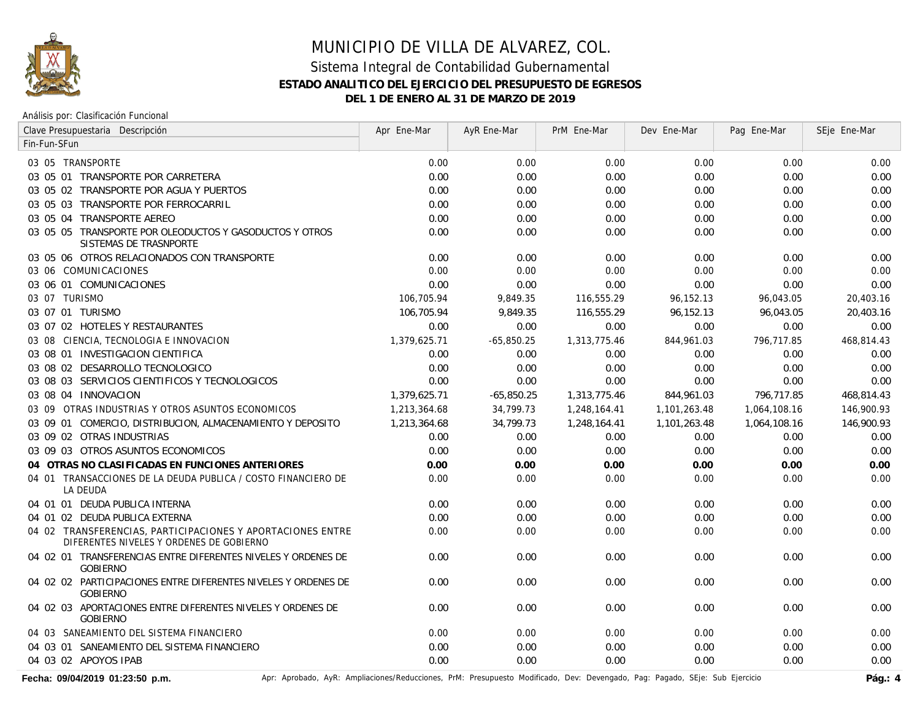# MUNICIPIO DE VILLA DE ALVAREZ, COL.

## Sistema Integral de Contabilidad Gubernamental

### ESTADO ANALITICO DEL EJERCICIO DEL PRESUPUESTO DE EGRESOS

### DEL 1 DE ENERO AL 31 DE MARZO DE 2019

Análisis por: Clasificación Funcional

| Clave Presupuestaria Descripción<br>Fin-Fun-SFun | Apr Ene-Mar | AyR Ene-Mar | PrM Ene-Mar | Dev Ene-Mar | Pag Ene-Mar | SEje Ene-Mar |
|---|---|---|---|---|---|---|
| 03 05 TRANSPORTE | 0.00 | 0.00 | 0.00 | 0.00 | 0.00 | 0.00 |
| 03 05 01 TRANSPORTE POR CARRETERA | 0.00 | 0.00 | 0.00 | 0.00 | 0.00 | 0.00 |
| 03 05 02 TRANSPORTE POR AGUA Y PUERTOS | 0.00 | 0.00 | 0.00 | 0.00 | 0.00 | 0.00 |
| 03 05 03 TRANSPORTE POR FERROCARRIL | 0.00 | 0.00 | 0.00 | 0.00 | 0.00 | 0.00 |
| 03 05 04 TRANSPORTE AEREO | 0.00 | 0.00 | 0.00 | 0.00 | 0.00 | 0.00 |
| 03 05 05 TRANSPORTE POR OLEODUCTOS Y GASODUCTOS Y OTROS SISTEMAS DE TRASNPORTE | 0.00 | 0.00 | 0.00 | 0.00 | 0.00 | 0.00 |
| 03 05 06 OTROS RELACIONADOS CON TRANSPORTE | 0.00 | 0.00 | 0.00 | 0.00 | 0.00 | 0.00 |
| 03 06 COMUNICACIONES | 0.00 | 0.00 | 0.00 | 0.00 | 0.00 | 0.00 |
| 03 06 01 COMUNICACIONES | 0.00 | 0.00 | 0.00 | 0.00 | 0.00 | 0.00 |
| 03 07 TURISMO | 106,705.94 | 9,849.35 | 116,555.29 | 96,152.13 | 96,043.05 | 20,403.16 |
| 03 07 01 TURISMO | 106,705.94 | 9,849.35 | 116,555.29 | 96,152.13 | 96,043.05 | 20,403.16 |
| 03 07 02 HOTELES Y RESTAURANTES | 0.00 | 0.00 | 0.00 | 0.00 | 0.00 | 0.00 |
| 03 08 CIENCIA, TECNOLOGIA E INNOVACION | 1,379,625.71 | -65,850.25 | 1,313,775.46 | 844,961.03 | 796,717.85 | 468,814.43 |
| 03 08 01 INVESTIGACION CIENTIFICA | 0.00 | 0.00 | 0.00 | 0.00 | 0.00 | 0.00 |
| 03 08 02 DESARROLLO TECNOLOGICO | 0.00 | 0.00 | 0.00 | 0.00 | 0.00 | 0.00 |
| 03 08 03 SERVICIOS CIENTIFICOS Y TECNOLOGICOS | 0.00 | 0.00 | 0.00 | 0.00 | 0.00 | 0.00 |
| 03 08 04 INNOVACION | 1,379,625.71 | -65,850.25 | 1,313,775.46 | 844,961.03 | 796,717.85 | 468,814.43 |
| 03 09 OTRAS INDUSTRIAS Y OTROS ASUNTOS ECONOMICOS | 1,213,364.68 | 34,799.73 | 1,248,164.41 | 1,101,263.48 | 1,064,108.16 | 146,900.93 |
| 03 09 01 COMERCIO, DISTRIBUCION, ALMACENAMIENTO Y DEPOSITO | 1,213,364.68 | 34,799.73 | 1,248,164.41 | 1,101,263.48 | 1,064,108.16 | 146,900.93 |
| 03 09 02 OTRAS INDUSTRIAS | 0.00 | 0.00 | 0.00 | 0.00 | 0.00 | 0.00 |
| 03 09 03 OTROS ASUNTOS ECONOMICOS | 0.00 | 0.00 | 0.00 | 0.00 | 0.00 | 0.00 |
| **04 OTRAS NO CLASIFICADAS EN FUNCIONES ANTERIORES** | **0.00** | **0.00** | **0.00** | **0.00** | **0.00** | **0.00** |
| 04 01 TRANSACCIONES DE LA DEUDA PUBLICA / COSTO FINANCIERO DE LA DEUDA | 0.00 | 0.00 | 0.00 | 0.00 | 0.00 | 0.00 |
| 04 01 01 DEUDA PUBLICA INTERNA | 0.00 | 0.00 | 0.00 | 0.00 | 0.00 | 0.00 |
| 04 01 02 DEUDA PUBLICA EXTERNA | 0.00 | 0.00 | 0.00 | 0.00 | 0.00 | 0.00 |
| 04 02 TRANSFERENCIAS, PARTICIPACIONES Y APORTACIONES ENTRE DIFERENTES NIVELES Y ORDENES DE GOBIERNO | 0.00 | 0.00 | 0.00 | 0.00 | 0.00 | 0.00 |
| 04 02 01 TRANSFERENCIAS ENTRE DIFERENTES NIVELES Y ORDENES DE GOBIERNO | 0.00 | 0.00 | 0.00 | 0.00 | 0.00 | 0.00 |
| 04 02 02 PARTICIPACIONES ENTRE DIFERENTES NIVELES Y ORDENES DE GOBIERNO | 0.00 | 0.00 | 0.00 | 0.00 | 0.00 | 0.00 |
| 04 02 03 APORTACIONES ENTRE DIFERENTES NIVELES Y ORDENES DE GOBIERNO | 0.00 | 0.00 | 0.00 | 0.00 | 0.00 | 0.00 |
| 04 03 SANEAMIENTO DEL SISTEMA FINANCIERO | 0.00 | 0.00 | 0.00 | 0.00 | 0.00 | 0.00 |
| 04 03 01 SANEAMIENTO DEL SISTEMA FINANCIERO | 0.00 | 0.00 | 0.00 | 0.00 | 0.00 | 0.00 |
| 04 03 02 APOYOS IPAB | 0.00 | 0.00 | 0.00 | 0.00 | 0.00 | 0.00 |

Fecha: 09/04/2019 01:23:50 p.m. — Apr: Aprobado, AyR: Ampliaciones/Reducciones, PrM: Presupuesto Modificado, Dev: Devengado, Pag: Pagado, SEje: Sub Ejercicio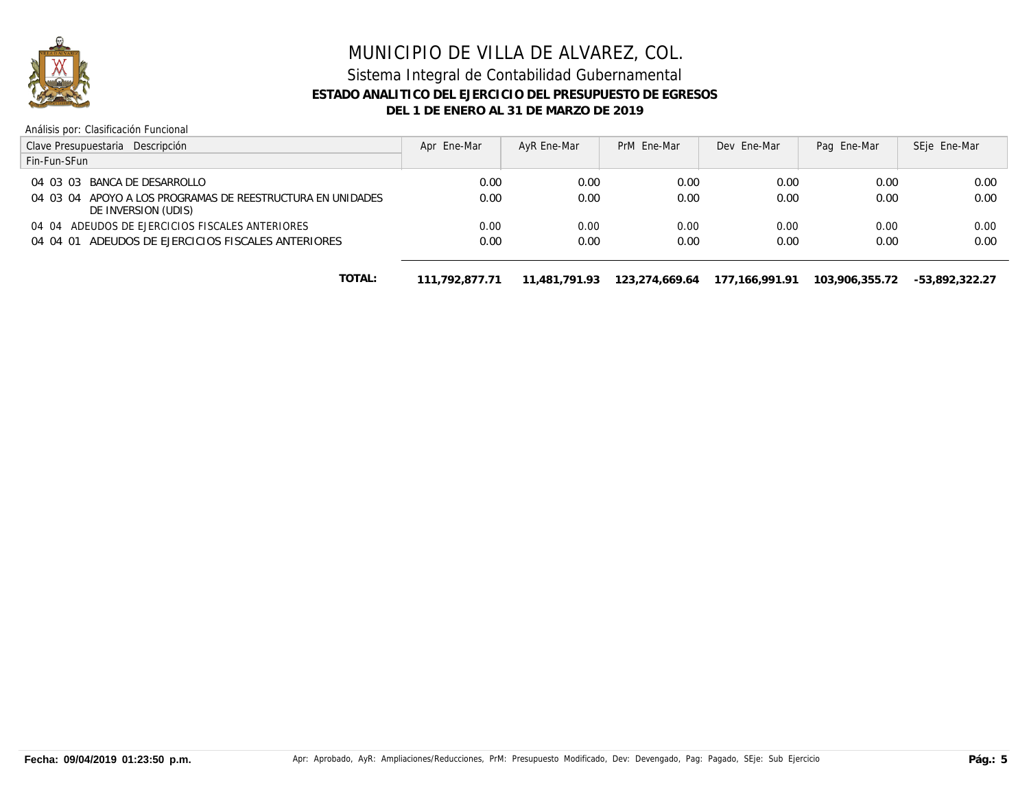# MUNICIPIO DE VILLA DE ALVAREZ, COL.

## Sistema Integral de Contabilidad Gubernamental

### ESTADO ANALITICO DEL EJERCICIO DEL PRESUPUESTO DE EGRESOS

### DEL 1 DE ENERO AL 31 DE MARZO DE 2019

Análisis por: Clasificación Funcional

| Clave Presupuestaria Descripción<br>Fin-Fun-SFun | Apr Ene-Mar | AyR Ene-Mar | PrM Ene-Mar | Dev Ene-Mar | Pag Ene-Mar | SEje Ene-Mar |
|---|---|---|---|---|---|---|
| 04 03 03 BANCA DE DESARROLLO | 0.00 | 0.00 | 0.00 | 0.00 | 0.00 | 0.00 |
| 04 03 04 APOYO A LOS PROGRAMAS DE REESTRUCTURA EN UNIDADES DE INVERSION (UDIS) | 0.00 | 0.00 | 0.00 | 0.00 | 0.00 | 0.00 |
| 04 04 ADEUDOS DE EJERCICIOS FISCALES ANTERIORES | 0.00 | 0.00 | 0.00 | 0.00 | 0.00 | 0.00 |
| 04 04 01 ADEUDOS DE EJERCICIOS FISCALES ANTERIORES | 0.00 | 0.00 | 0.00 | 0.00 | 0.00 | 0.00 |
| **TOTAL:** | **111,792,877.71** | **11,481,791.93** | **123,274,669.64** | **177,166,991.91** | **103,906,355.72** | **-53,892,322.27** |

**Fecha: 09/04/2019 01:23:50 p.m.**

Apr: Aprobado, AyR: Ampliaciones/Reducciones, PrM: Presupuesto Modificado, Dev: Devengado, Pag: Pagado, SEje: Sub Ejercicio